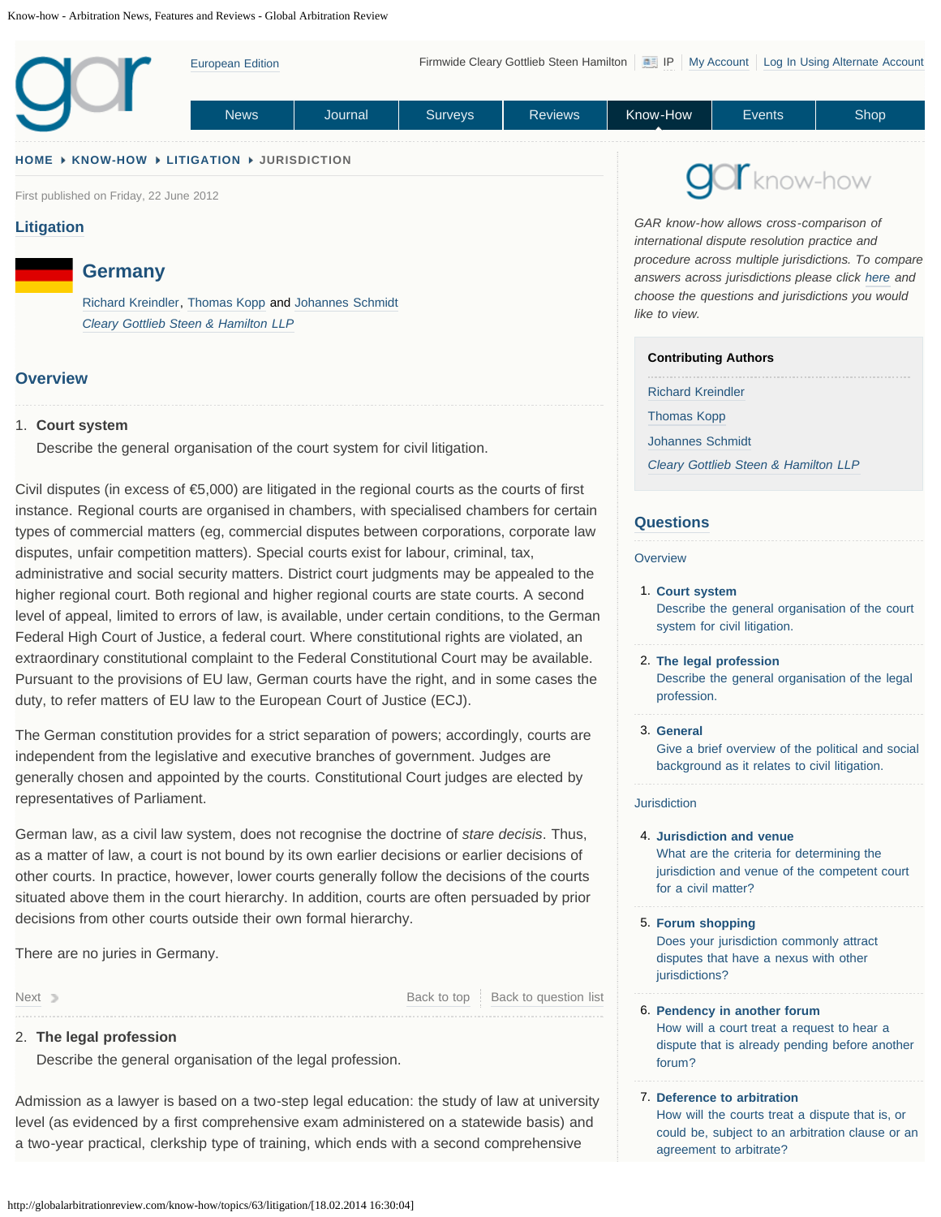HOME ▸ KNOW-HOW ▸ LITIGATION ▸ JURISDICTION

First published on Friday, 22 June 2012

**Litigation**

# Germany

Richard Kreindler, Thomas Kopp and Johannes Schmidt
*Cleary Gottlieb Steen & Hamilton LLP*

## Overview

1. **Court system**
   Describe the general organisation of the court system for civil litigation.

Civil disputes (in excess of €5,000) are litigated in the regional courts as the courts of first instance. Regional courts are organised in chambers, with specialised chambers for certain types of commercial matters (eg, commercial disputes between corporations, corporate law disputes, unfair competition matters). Special courts exist for labour, criminal, tax, administrative and social security matters. District court judgments may be appealed to the higher regional court. Both regional and higher regional courts are state courts. A second level of appeal, limited to errors of law, is available, under certain conditions, to the German Federal High Court of Justice, a federal court. Where constitutional rights are violated, an extraordinary constitutional complaint to the Federal Constitutional Court may be available. Pursuant to the provisions of EU law, German courts have the right, and in some cases the duty, to refer matters of EU law to the European Court of Justice (ECJ).

The German constitution provides for a strict separation of powers; accordingly, courts are independent from the legislative and executive branches of government. Judges are generally chosen and appointed by the courts. Constitutional Court judges are elected by representatives of Parliament.

German law, as a civil law system, does not recognise the doctrine of *stare decisis*. Thus, as a matter of law, a court is not bound by its own earlier decisions or earlier decisions of other courts. In practice, however, lower courts generally follow the decisions of the courts situated above them in the court hierarchy. In addition, courts are often persuaded by prior decisions from other courts outside their own formal hierarchy.

There are no juries in Germany.

Next | Back to top | Back to question list

2. **The legal profession**
   Describe the general organisation of the legal profession.

Admission as a lawyer is based on a two-step legal education: the study of law at university level (as evidenced by a first comprehensive exam administered on a statewide basis) and a two-year practical, clerkship type of training, which ends with a second comprehensive

---

GAR know-how allows cross-comparison of international dispute resolution practice and procedure across multiple jurisdictions. To compare answers across jurisdictions please click here and choose the questions and jurisdictions you would like to view.

**Contributing Authors**

- Richard Kreindler
- Thomas Kopp
- Johannes Schmidt
- *Cleary Gottlieb Steen & Hamilton LLP*

## Questions

Overview

1. **Court system**
   Describe the general organisation of the court system for civil litigation.
2. **The legal profession**
   Describe the general organisation of the legal profession.
3. **General**
   Give a brief overview of the political and social background as it relates to civil litigation.

Jurisdiction

4. **Jurisdiction and venue**
   What are the criteria for determining the jurisdiction and venue of the competent court for a civil matter?
5. **Forum shopping**
   Does your jurisdiction commonly attract disputes that have a nexus with other jurisdictions?
6. **Pendency in another forum**
   How will a court treat a request to hear a dispute that is already pending before another forum?
7. **Deference to arbitration**
   How will the courts treat a dispute that is, or could be, subject to an arbitration clause or an agreement to arbitrate?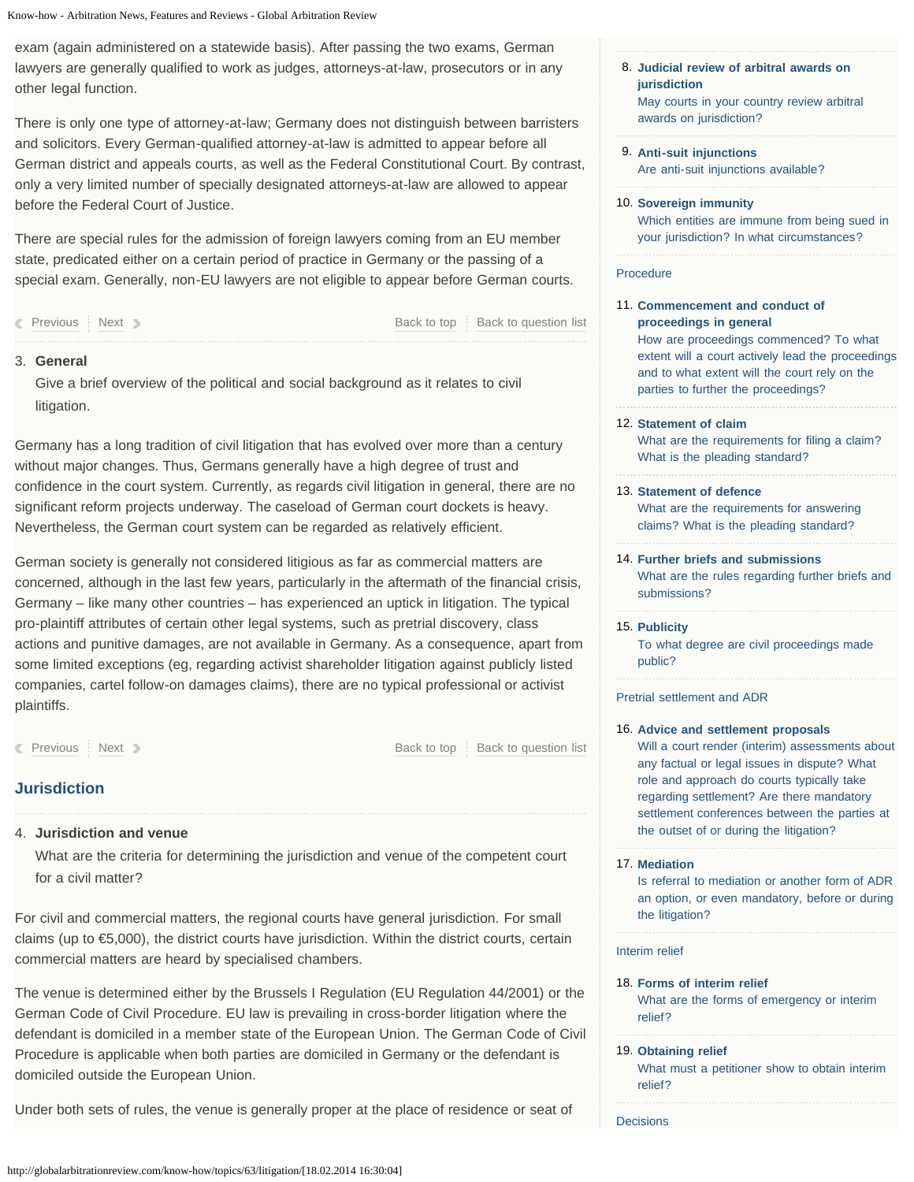exam (again administered on a statewide basis). After passing the two exams, German lawyers are generally qualified to work as judges, attorneys-at-law, prosecutors or in any other legal function.

There is only one type of attorney-at-law; Germany does not distinguish between barristers and solicitors. Every German-qualified attorney-at-law is admitted to appear before all German district and appeals courts, as well as the Federal Constitutional Court. By contrast, only a very limited number of specially designated attorneys-at-law are allowed to appear before the Federal Court of Justice.

There are special rules for the admission of foreign lawyers coming from an EU member state, predicated either on a certain period of practice in Germany or the passing of a special exam. Generally, non-EU lawyers are not eligible to appear before German courts.

Previous | Next | Back to top | Back to question list

3. **General**
   Give a brief overview of the political and social background as it relates to civil litigation.

Germany has a long tradition of civil litigation that has evolved over more than a century without major changes. Thus, Germans generally have a high degree of trust and confidence in the court system. Currently, as regards civil litigation in general, there are no significant reform projects underway. The caseload of German court dockets is heavy. Nevertheless, the German court system can be regarded as relatively efficient.

German society is generally not considered litigious as far as commercial matters are concerned, although in the last few years, particularly in the aftermath of the financial crisis, Germany – like many other countries – has experienced an uptick in litigation. The typical pro-plaintiff attributes of certain other legal systems, such as pretrial discovery, class actions and punitive damages, are not available in Germany. As a consequence, apart from some limited exceptions (eg, regarding activist shareholder litigation against publicly listed companies, cartel follow-on damages claims), there are no typical professional or activist plaintiffs.

Previous | Next | Back to top | Back to question list

## Jurisdiction

4. **Jurisdiction and venue**
   What are the criteria for determining the jurisdiction and venue of the competent court for a civil matter?

For civil and commercial matters, the regional courts have general jurisdiction. For small claims (up to €5,000), the district courts have jurisdiction. Within the district courts, certain commercial matters are heard by specialised chambers.

The venue is determined either by the Brussels I Regulation (EU Regulation 44/2001) or the German Code of Civil Procedure. EU law is prevailing in cross-border litigation where the defendant is domiciled in a member state of the European Union. The German Code of Civil Procedure is applicable when both parties are domiciled in Germany or the defendant is domiciled outside the European Union.

Under both sets of rules, the venue is generally proper at the place of residence or seat of

8. **Judicial review of arbitral awards on jurisdiction**
   May courts in your country review arbitral awards on jurisdiction?
9. **Anti-suit injunctions**
   Are anti-suit injunctions available?
10. **Sovereign immunity**
    Which entities are immune from being sued in your jurisdiction? In what circumstances?

Procedure

11. **Commencement and conduct of proceedings in general**
    How are proceedings commenced? To what extent will a court actively lead the proceedings and to what extent will the court rely on the parties to further the proceedings?
12. **Statement of claim**
    What are the requirements for filing a claim? What is the pleading standard?
13. **Statement of defence**
    What are the requirements for answering claims? What is the pleading standard?
14. **Further briefs and submissions**
    What are the rules regarding further briefs and submissions?
15. **Publicity**
    To what degree are civil proceedings made public?

Pretrial settlement and ADR

16. **Advice and settlement proposals**
    Will a court render (interim) assessments about any factual or legal issues in dispute? What role and approach do courts typically take regarding settlement? Are there mandatory settlement conferences between the parties at the outset of or during the litigation?
17. **Mediation**
    Is referral to mediation or another form of ADR an option, or even mandatory, before or during the litigation?

Interim relief

18. **Forms of interim relief**
    What are the forms of emergency or interim relief?
19. **Obtaining relief**
    What must a petitioner show to obtain interim relief?

Decisions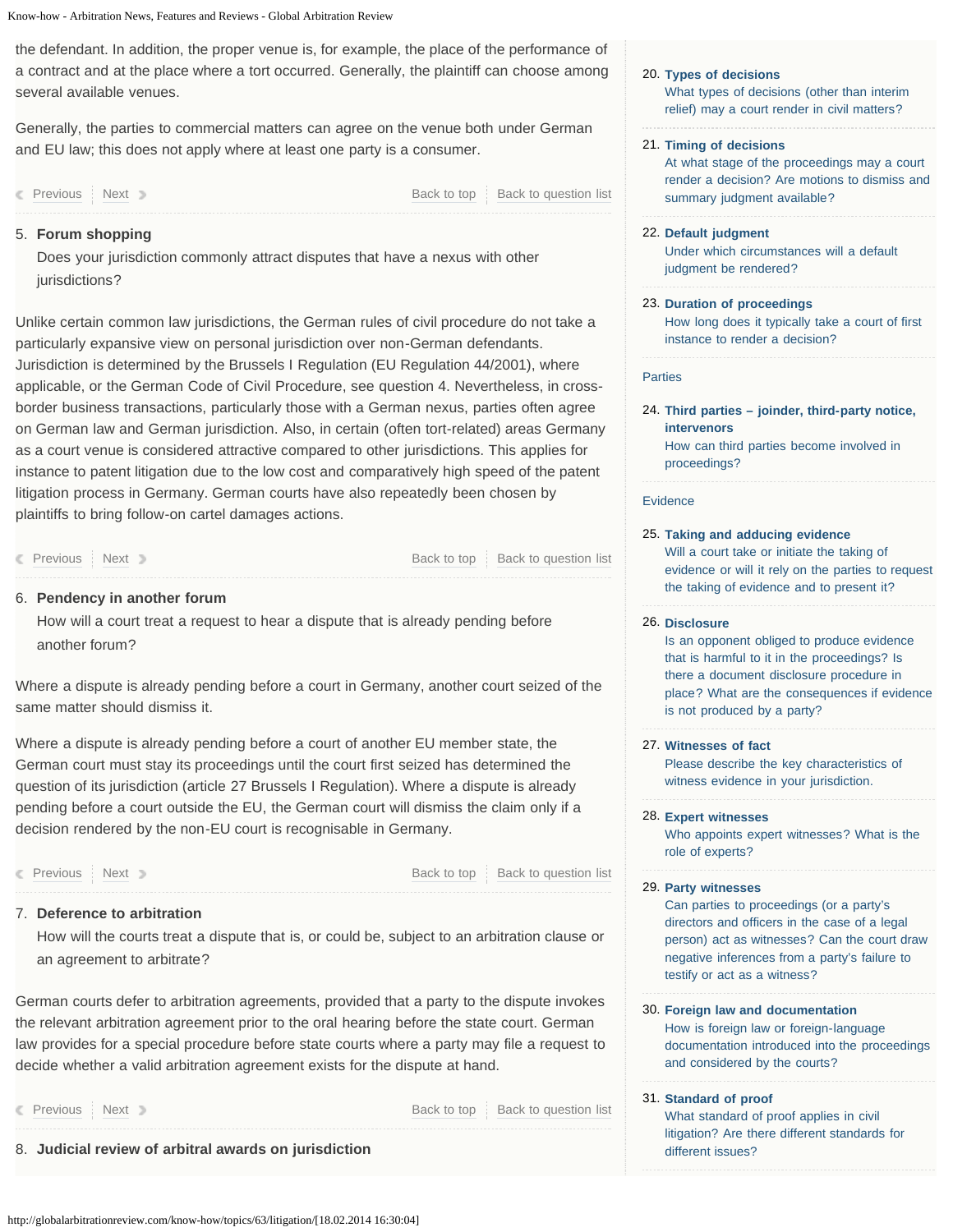the defendant. In addition, the proper venue is, for example, the place of the performance of a contract and at the place where a tort occurred. Generally, the plaintiff can choose among several available venues.

Generally, the parties to commercial matters can agree on the venue both under German and EU law; this does not apply where at least one party is a consumer.

Previous | Next | Back to top | Back to question list

5. **Forum shopping**
   Does your jurisdiction commonly attract disputes that have a nexus with other jurisdictions?

Unlike certain common law jurisdictions, the German rules of civil procedure do not take a particularly expansive view on personal jurisdiction over non-German defendants. Jurisdiction is determined by the Brussels I Regulation (EU Regulation 44/2001), where applicable, or the German Code of Civil Procedure, see question 4. Nevertheless, in cross-border business transactions, particularly those with a German nexus, parties often agree on German law and German jurisdiction. Also, in certain (often tort-related) areas Germany as a court venue is considered attractive compared to other jurisdictions. This applies for instance to patent litigation due to the low cost and comparatively high speed of the patent litigation process in Germany. German courts have also repeatedly been chosen by plaintiffs to bring follow-on cartel damages actions.

Previous | Next | Back to top | Back to question list

6. **Pendency in another forum**
   How will a court treat a request to hear a dispute that is already pending before another forum?

Where a dispute is already pending before a court in Germany, another court seized of the same matter should dismiss it.

Where a dispute is already pending before a court of another EU member state, the German court must stay its proceedings until the court first seized has determined the question of its jurisdiction (article 27 Brussels I Regulation). Where a dispute is already pending before a court outside the EU, the German court will dismiss the claim only if a decision rendered by the non-EU court is recognisable in Germany.

Previous | Next | Back to top | Back to question list

7. **Deference to arbitration**
   How will the courts treat a dispute that is, or could be, subject to an arbitration clause or an agreement to arbitrate?

German courts defer to arbitration agreements, provided that a party to the dispute invokes the relevant arbitration agreement prior to the oral hearing before the state court. German law provides for a special procedure before state courts where a party may file a request to decide whether a valid arbitration agreement exists for the dispute at hand.

Previous | Next | Back to top | Back to question list

8. **Judicial review of arbitral awards on jurisdiction**

---

20. **Types of decisions**
    What types of decisions (other than interim relief) may a court render in civil matters?

21. **Timing of decisions**
    At what stage of the proceedings may a court render a decision? Are motions to dismiss and summary judgment available?

22. **Default judgment**
    Under which circumstances will a default judgment be rendered?

23. **Duration of proceedings**
    How long does it typically take a court of first instance to render a decision?

Parties

24. **Third parties – joinder, third-party notice, intervenors**
    How can third parties become involved in proceedings?

Evidence

25. **Taking and adducing evidence**
    Will a court take or initiate the taking of evidence or will it rely on the parties to request the taking of evidence and to present it?

26. **Disclosure**
    Is an opponent obliged to produce evidence that is harmful to it in the proceedings? Is there a document disclosure procedure in place? What are the consequences if evidence is not produced by a party?

27. **Witnesses of fact**
    Please describe the key characteristics of witness evidence in your jurisdiction.

28. **Expert witnesses**
    Who appoints expert witnesses? What is the role of experts?

29. **Party witnesses**
    Can parties to proceedings (or a party's directors and officers in the case of a legal person) act as witnesses? Can the court draw negative inferences from a party's failure to testify or act as a witness?

30. **Foreign law and documentation**
    How is foreign law or foreign-language documentation introduced into the proceedings and considered by the courts?

31. **Standard of proof**
    What standard of proof applies in civil litigation? Are there different standards for different issues?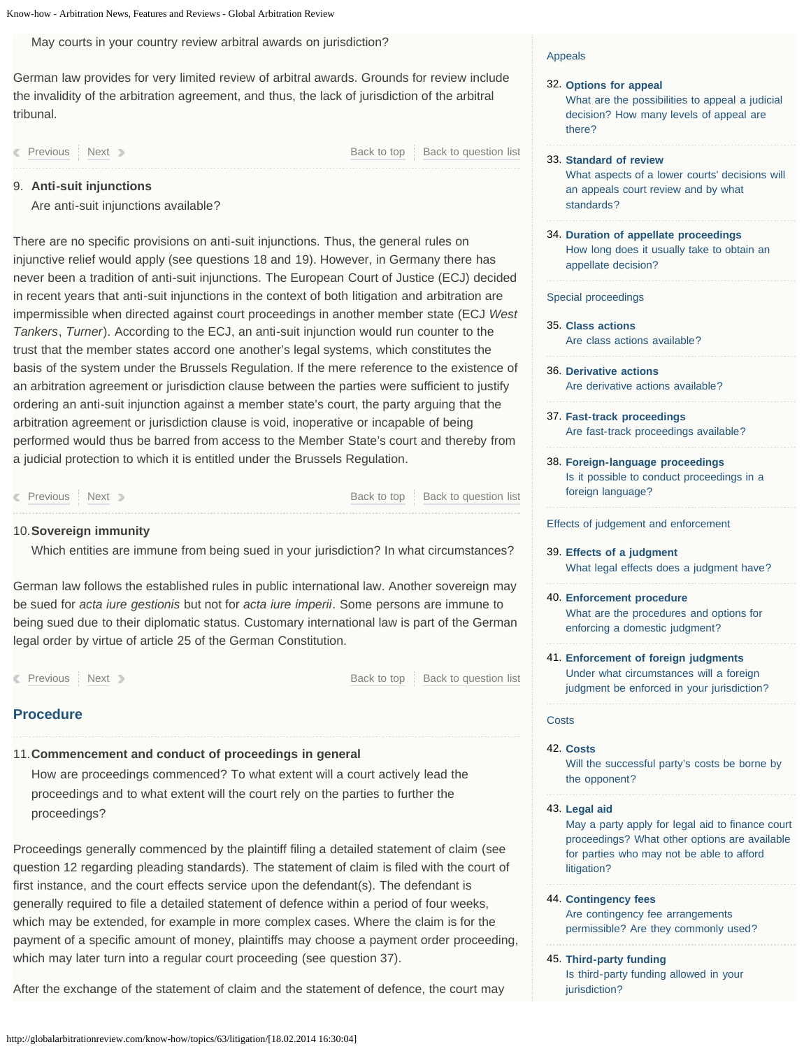May courts in your country review arbitral awards on jurisdiction?

German law provides for very limited review of arbitral awards. Grounds for review include the invalidity of the arbitration agreement, and thus, the lack of jurisdiction of the arbitral tribunal.

Previous | Next | Back to top | Back to question list

9. **Anti-suit injunctions**

   Are anti-suit injunctions available?

There are no specific provisions on anti-suit injunctions. Thus, the general rules on injunctive relief would apply (see questions 18 and 19). However, in Germany there has never been a tradition of anti-suit injunctions. The European Court of Justice (ECJ) decided in recent years that anti-suit injunctions in the context of both litigation and arbitration are impermissible when directed against court proceedings in another member state (ECJ *West Tankers*, *Turner*). According to the ECJ, an anti-suit injunction would run counter to the trust that the member states accord one another's legal systems, which constitutes the basis of the system under the Brussels Regulation. If the mere reference to the existence of an arbitration agreement or jurisdiction clause between the parties were sufficient to justify ordering an anti-suit injunction against a member state's court, the party arguing that the arbitration agreement or jurisdiction clause is void, inoperative or incapable of being performed would thus be barred from access to the Member State's court and thereby from a judicial protection to which it is entitled under the Brussels Regulation.

Previous | Next | Back to top | Back to question list

10. **Sovereign immunity**

   Which entities are immune from being sued in your jurisdiction? In what circumstances?

German law follows the established rules in public international law. Another sovereign may be sued for *acta iure gestionis* but not for *acta iure imperii*. Some persons are immune to being sued due to their diplomatic status. Customary international law is part of the German legal order by virtue of article 25 of the German Constitution.

Previous | Next | Back to top | Back to question list

## Procedure

11. **Commencement and conduct of proceedings in general**

   How are proceedings commenced? To what extent will a court actively lead the proceedings and to what extent will the court rely on the parties to further the proceedings?

Proceedings generally commenced by the plaintiff filing a detailed statement of claim (see question 12 regarding pleading standards). The statement of claim is filed with the court of first instance, and the court effects service upon the defendant(s). The defendant is generally required to file a detailed statement of defence within a period of four weeks, which may be extended, for example in more complex cases. Where the claim is for the payment of a specific amount of money, plaintiffs may choose a payment order proceeding, which may later turn into a regular court proceeding (see question 37).

After the exchange of the statement of claim and the statement of defence, the court may

Appeals

32. **Options for appeal**
    What are the possibilities to appeal a judicial decision? How many levels of appeal are there?

33. **Standard of review**
    What aspects of a lower courts' decisions will an appeals court review and by what standards?

34. **Duration of appellate proceedings**
    How long does it usually take to obtain an appellate decision?

Special proceedings

35. **Class actions**
    Are class actions available?

36. **Derivative actions**
    Are derivative actions available?

37. **Fast-track proceedings**
    Are fast-track proceedings available?

38. **Foreign-language proceedings**
    Is it possible to conduct proceedings in a foreign language?

Effects of judgement and enforcement

39. **Effects of a judgment**
    What legal effects does a judgment have?

40. **Enforcement procedure**
    What are the procedures and options for enforcing a domestic judgment?

41. **Enforcement of foreign judgments**
    Under what circumstances will a foreign judgment be enforced in your jurisdiction?

Costs

42. **Costs**
    Will the successful party's costs be borne by the opponent?

43. **Legal aid**
    May a party apply for legal aid to finance court proceedings? What other options are available for parties who may not be able to afford litigation?

44. **Contingency fees**
    Are contingency fee arrangements permissible? Are they commonly used?

45. **Third-party funding**
    Is third-party funding allowed in your jurisdiction?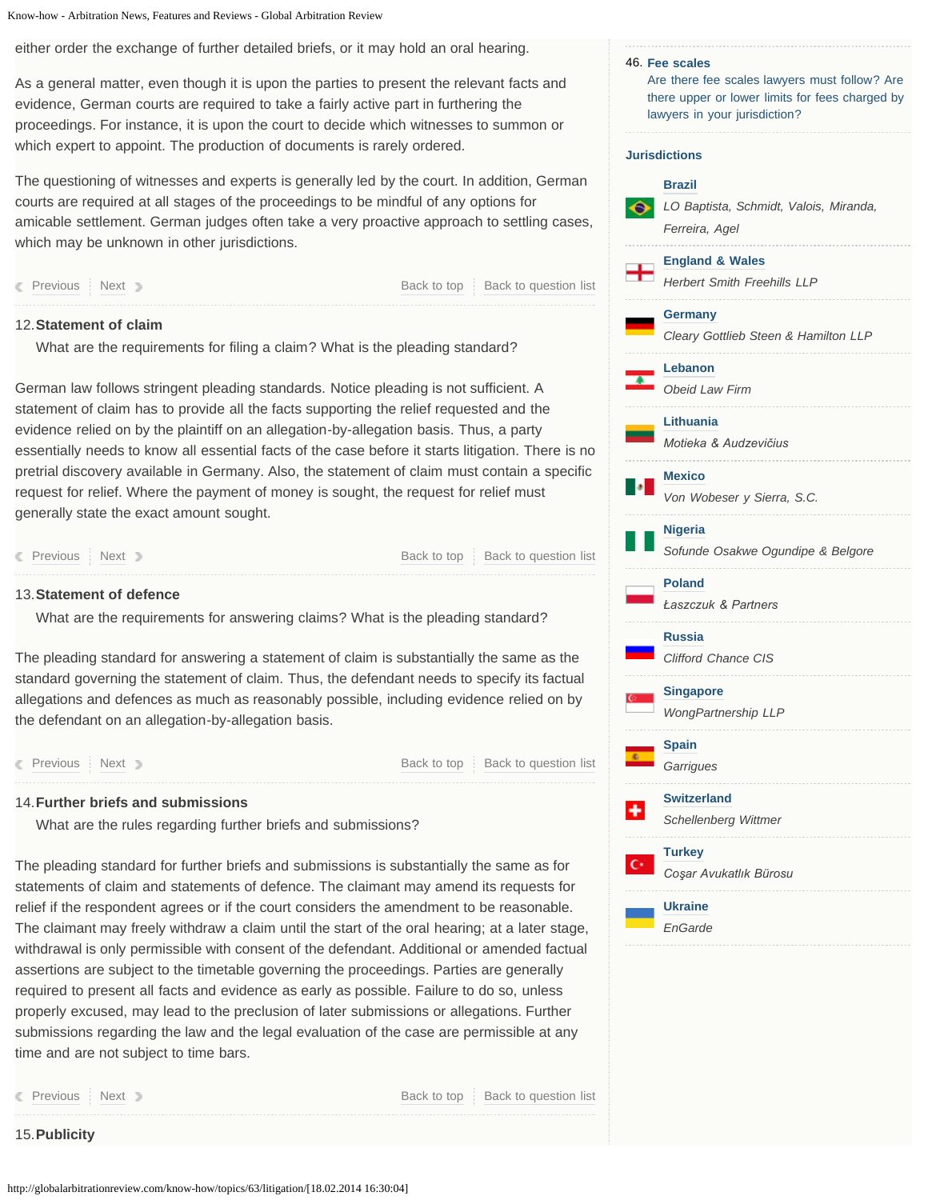either order the exchange of further detailed briefs, or it may hold an oral hearing.

As a general matter, even though it is upon the parties to present the relevant facts and evidence, German courts are required to take a fairly active part in furthering the proceedings. For instance, it is upon the court to decide which witnesses to summon or which expert to appoint. The production of documents is rarely ordered.

The questioning of witnesses and experts is generally led by the court. In addition, German courts are required at all stages of the proceedings to be mindful of any options for amicable settlement. German judges often take a very proactive approach to settling cases, which may be unknown in other jurisdictions.

Previous | Next | Back to top | Back to question list

## 12. Statement of claim

What are the requirements for filing a claim? What is the pleading standard?

German law follows stringent pleading standards. Notice pleading is not sufficient. A statement of claim has to provide all the facts supporting the relief requested and the evidence relied on by the plaintiff on an allegation-by-allegation basis. Thus, a party essentially needs to know all essential facts of the case before it starts litigation. There is no pretrial discovery available in Germany. Also, the statement of claim must contain a specific request for relief. Where the payment of money is sought, the request for relief must generally state the exact amount sought.

Previous | Next | Back to top | Back to question list

## 13. Statement of defence

What are the requirements for answering claims? What is the pleading standard?

The pleading standard for answering a statement of claim is substantially the same as the standard governing the statement of claim. Thus, the defendant needs to specify its factual allegations and defences as much as reasonably possible, including evidence relied on by the defendant on an allegation-by-allegation basis.

Previous | Next | Back to top | Back to question list

## 14. Further briefs and submissions

What are the rules regarding further briefs and submissions?

The pleading standard for further briefs and submissions is substantially the same as for statements of claim and statements of defence. The claimant may amend its requests for relief if the respondent agrees or if the court considers the amendment to be reasonable. The claimant may freely withdraw a claim until the start of the oral hearing; at a later stage, withdrawal is only permissible with consent of the defendant. Additional or amended factual assertions are subject to the timetable governing the proceedings. Parties are generally required to present all facts and evidence as early as possible. Failure to do so, unless properly excused, may lead to the preclusion of later submissions or allegations. Further submissions regarding the law and the legal evaluation of the case are permissible at any time and are not subject to time bars.

Previous | Next | Back to top | Back to question list

## 15. Publicity

---

46. **Fee scales**
Are there fee scales lawyers must follow? Are there upper or lower limits for fees charged by lawyers in your jurisdiction?

### Jurisdictions

- **Brazil** — *LO Baptista, Schmidt, Valois, Miranda, Ferreira, Agel*
- **England & Wales** — *Herbert Smith Freehills LLP*
- **Germany** — *Cleary Gottlieb Steen & Hamilton LLP*
- **Lebanon** — *Obeid Law Firm*
- **Lithuania** — *Motieka & Audzevičius*
- **Mexico** — *Von Wobeser y Sierra, S.C.*
- **Nigeria** — *Sofunde Osakwe Ogundipe & Belgore*
- **Poland** — *Łaszczuk & Partners*
- **Russia** — *Clifford Chance CIS*
- **Singapore** — *WongPartnership LLP*
- **Spain** — *Garrigues*
- **Switzerland** — *Schellenberg Wittmer*
- **Turkey** — *Coşar Avukatlık Bürosu*
- **Ukraine** — *EnGarde*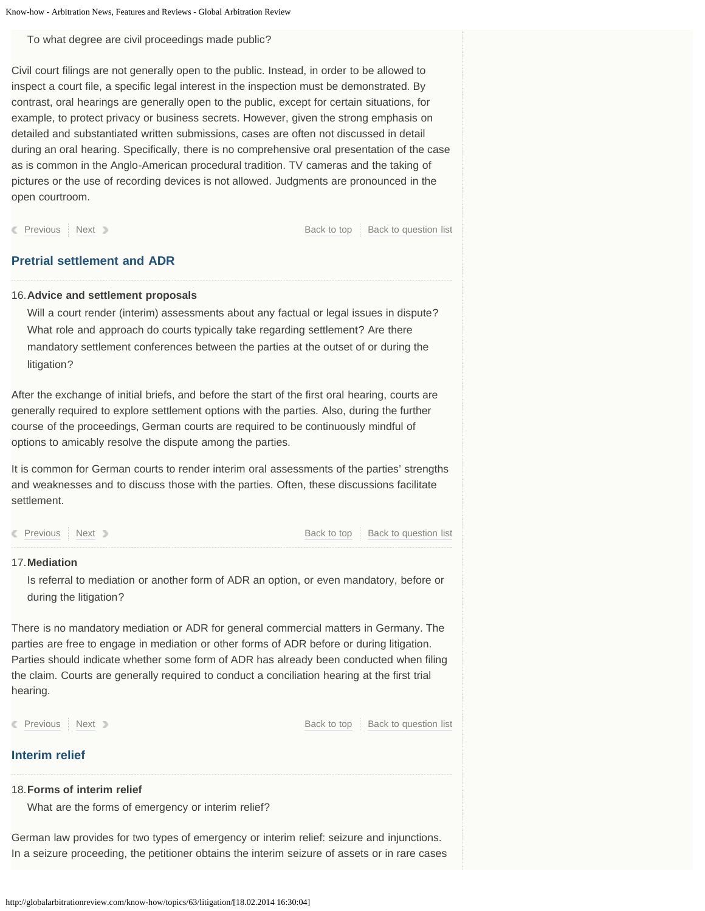To what degree are civil proceedings made public?

Civil court filings are not generally open to the public. Instead, in order to be allowed to inspect a court file, a specific legal interest in the inspection must be demonstrated. By contrast, oral hearings are generally open to the public, except for certain situations, for example, to protect privacy or business secrets. However, given the strong emphasis on detailed and substantiated written submissions, cases are often not discussed in detail during an oral hearing. Specifically, there is no comprehensive oral presentation of the case as is common in the Anglo-American procedural tradition. TV cameras and the taking of pictures or the use of recording devices is not allowed. Judgments are pronounced in the open courtroom.

Previous | Next | Back to top | Back to question list

## Pretrial settlement and ADR

16. **Advice and settlement proposals**

Will a court render (interim) assessments about any factual or legal issues in dispute? What role and approach do courts typically take regarding settlement? Are there mandatory settlement conferences between the parties at the outset of or during the litigation?

After the exchange of initial briefs, and before the start of the first oral hearing, courts are generally required to explore settlement options with the parties. Also, during the further course of the proceedings, German courts are required to be continuously mindful of options to amicably resolve the dispute among the parties.

It is common for German courts to render interim oral assessments of the parties' strengths and weaknesses and to discuss those with the parties. Often, these discussions facilitate settlement.

Previous | Next | Back to top | Back to question list

17. **Mediation**

Is referral to mediation or another form of ADR an option, or even mandatory, before or during the litigation?

There is no mandatory mediation or ADR for general commercial matters in Germany. The parties are free to engage in mediation or other forms of ADR before or during litigation. Parties should indicate whether some form of ADR has already been conducted when filing the claim. Courts are generally required to conduct a conciliation hearing at the first trial hearing.

Previous | Next | Back to top | Back to question list

## Interim relief

18. **Forms of interim relief**

What are the forms of emergency or interim relief?

German law provides for two types of emergency or interim relief: seizure and injunctions. In a seizure proceeding, the petitioner obtains the interim seizure of assets or in rare cases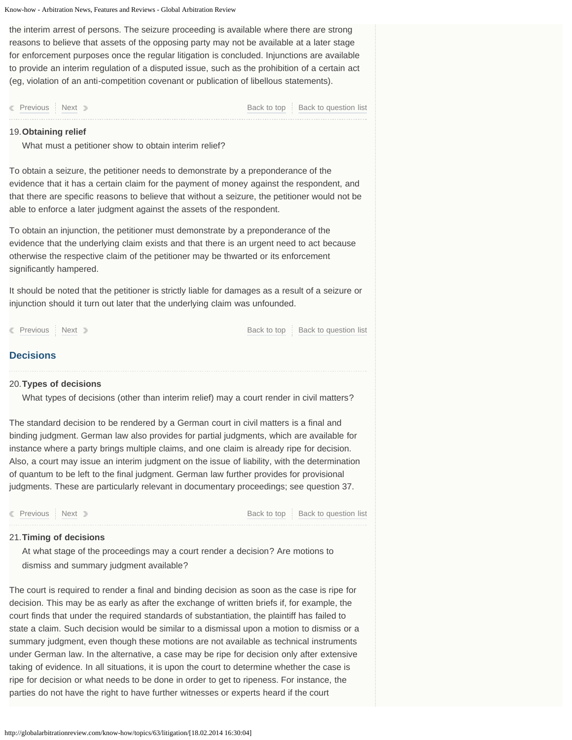the interim arrest of persons. The seizure proceeding is available where there are strong reasons to believe that assets of the opposing party may not be available at a later stage for enforcement purposes once the regular litigation is concluded. Injunctions are available to provide an interim regulation of a disputed issue, such as the prohibition of a certain act (eg, violation of an anti-competition covenant or publication of libellous statements).

19. **Obtaining relief**

What must a petitioner show to obtain interim relief?

To obtain a seizure, the petitioner needs to demonstrate by a preponderance of the evidence that it has a certain claim for the payment of money against the respondent, and that there are specific reasons to believe that without a seizure, the petitioner would not be able to enforce a later judgment against the assets of the respondent.

To obtain an injunction, the petitioner must demonstrate by a preponderance of the evidence that the underlying claim exists and that there is an urgent need to act because otherwise the respective claim of the petitioner may be thwarted or its enforcement significantly hampered.

It should be noted that the petitioner is strictly liable for damages as a result of a seizure or injunction should it turn out later that the underlying claim was unfounded.

## Decisions

20. **Types of decisions**

What types of decisions (other than interim relief) may a court render in civil matters?

The standard decision to be rendered by a German court in civil matters is a final and binding judgment. German law also provides for partial judgments, which are available for instance where a party brings multiple claims, and one claim is already ripe for decision. Also, a court may issue an interim judgment on the issue of liability, with the determination of quantum to be left to the final judgment. German law further provides for provisional judgments. These are particularly relevant in documentary proceedings; see question 37.

21. **Timing of decisions**

At what stage of the proceedings may a court render a decision? Are motions to dismiss and summary judgment available?

The court is required to render a final and binding decision as soon as the case is ripe for decision. This may be as early as after the exchange of written briefs if, for example, the court finds that under the required standards of substantiation, the plaintiff has failed to state a claim. Such decision would be similar to a dismissal upon a motion to dismiss or a summary judgment, even though these motions are not available as technical instruments under German law. In the alternative, a case may be ripe for decision only after extensive taking of evidence. In all situations, it is upon the court to determine whether the case is ripe for decision or what needs to be done in order to get to ripeness. For instance, the parties do not have the right to have further witnesses or experts heard if the court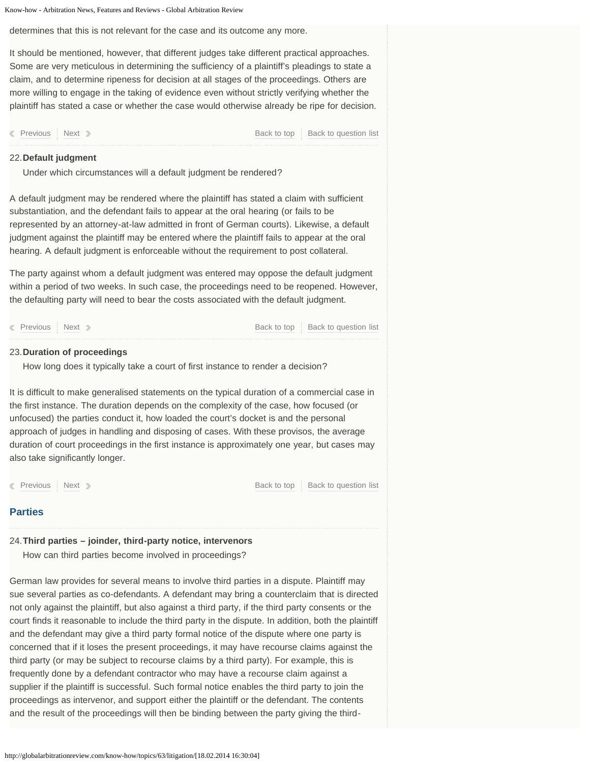determines that this is not relevant for the case and its outcome any more.

It should be mentioned, however, that different judges take different practical approaches. Some are very meticulous in determining the sufficiency of a plaintiff's pleadings to state a claim, and to determine ripeness for decision at all stages of the proceedings. Others are more willing to engage in the taking of evidence even without strictly verifying whether the plaintiff has stated a case or whether the case would otherwise already be ripe for decision.

Previous | Next | Back to top | Back to question list

### 22. Default judgment

Under which circumstances will a default judgment be rendered?

A default judgment may be rendered where the plaintiff has stated a claim with sufficient substantiation, and the defendant fails to appear at the oral hearing (or fails to be represented by an attorney-at-law admitted in front of German courts). Likewise, a default judgment against the plaintiff may be entered where the plaintiff fails to appear at the oral hearing. A default judgment is enforceable without the requirement to post collateral.

The party against whom a default judgment was entered may oppose the default judgment within a period of two weeks. In such case, the proceedings need to be reopened. However, the defaulting party will need to bear the costs associated with the default judgment.

Previous | Next | Back to top | Back to question list

### 23. Duration of proceedings

How long does it typically take a court of first instance to render a decision?

It is difficult to make generalised statements on the typical duration of a commercial case in the first instance. The duration depends on the complexity of the case, how focused (or unfocused) the parties conduct it, how loaded the court's docket is and the personal approach of judges in handling and disposing of cases. With these provisos, the average duration of court proceedings in the first instance is approximately one year, but cases may also take significantly longer.

Previous | Next | Back to top | Back to question list

## Parties

### 24. Third parties – joinder, third-party notice, intervenors

How can third parties become involved in proceedings?

German law provides for several means to involve third parties in a dispute. Plaintiff may sue several parties as co-defendants. A defendant may bring a counterclaim that is directed not only against the plaintiff, but also against a third party, if the third party consents or the court finds it reasonable to include the third party in the dispute. In addition, both the plaintiff and the defendant may give a third party formal notice of the dispute where one party is concerned that if it loses the present proceedings, it may have recourse claims against the third party (or may be subject to recourse claims by a third party). For example, this is frequently done by a defendant contractor who may have a recourse claim against a supplier if the plaintiff is successful. Such formal notice enables the third party to join the proceedings as intervenor, and support either the plaintiff or the defendant. The contents and the result of the proceedings will then be binding between the party giving the third-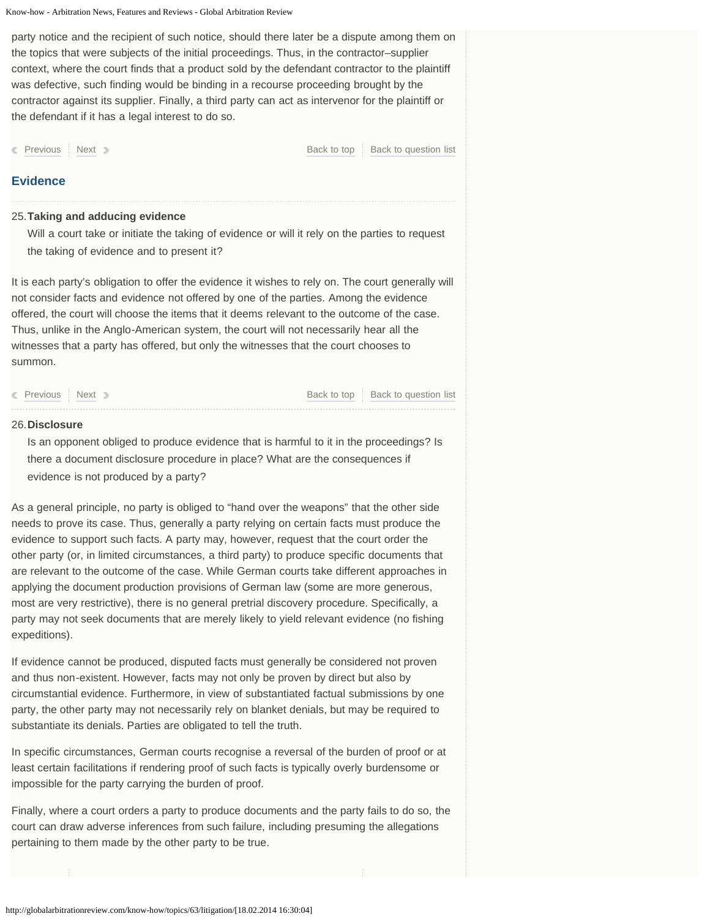party notice and the recipient of such notice, should there later be a dispute among them on the topics that were subjects of the initial proceedings. Thus, in the contractor–supplier context, where the court finds that a product sold by the defendant contractor to the plaintiff was defective, such finding would be binding in a recourse proceeding brought by the contractor against its supplier. Finally, a third party can act as intervenor for the plaintiff or the defendant if it has a legal interest to do so.

## Evidence

### 25. Taking and adducing evidence

Will a court take or initiate the taking of evidence or will it rely on the parties to request the taking of evidence and to present it?

It is each party's obligation to offer the evidence it wishes to rely on. The court generally will not consider facts and evidence not offered by one of the parties. Among the evidence offered, the court will choose the items that it deems relevant to the outcome of the case. Thus, unlike in the Anglo-American system, the court will not necessarily hear all the witnesses that a party has offered, but only the witnesses that the court chooses to summon.

### 26. Disclosure

Is an opponent obliged to produce evidence that is harmful to it in the proceedings? Is there a document disclosure procedure in place? What are the consequences if evidence is not produced by a party?

As a general principle, no party is obliged to "hand over the weapons" that the other side needs to prove its case. Thus, generally a party relying on certain facts must produce the evidence to support such facts. A party may, however, request that the court order the other party (or, in limited circumstances, a third party) to produce specific documents that are relevant to the outcome of the case. While German courts take different approaches in applying the document production provisions of German law (some are more generous, most are very restrictive), there is no general pretrial discovery procedure. Specifically, a party may not seek documents that are merely likely to yield relevant evidence (no fishing expeditions).

If evidence cannot be produced, disputed facts must generally be considered not proven and thus non-existent. However, facts may not only be proven by direct but also by circumstantial evidence. Furthermore, in view of substantiated factual submissions by one party, the other party may not necessarily rely on blanket denials, but may be required to substantiate its denials. Parties are obligated to tell the truth.

In specific circumstances, German courts recognise a reversal of the burden of proof or at least certain facilitations if rendering proof of such facts is typically overly burdensome or impossible for the party carrying the burden of proof.

Finally, where a court orders a party to produce documents and the party fails to do so, the court can draw adverse inferences from such failure, including presuming the allegations pertaining to them made by the other party to be true.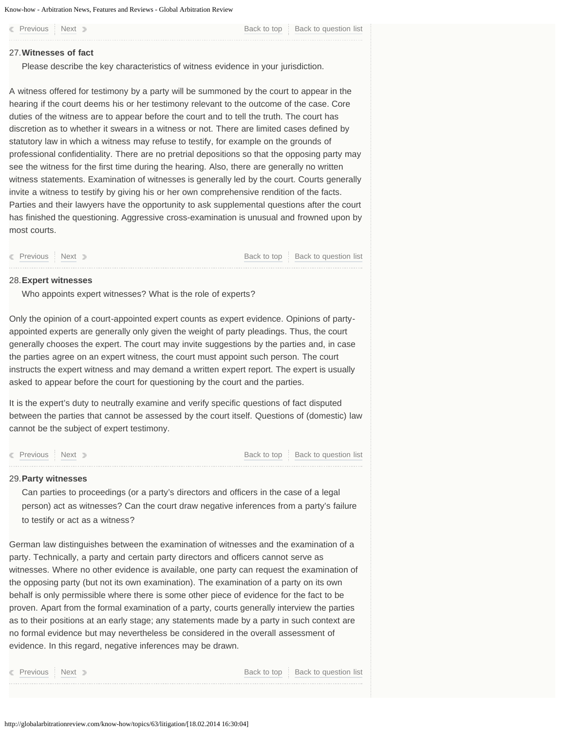## 27. Witnesses of fact

Please describe the key characteristics of witness evidence in your jurisdiction.

A witness offered for testimony by a party will be summoned by the court to appear in the hearing if the court deems his or her testimony relevant to the outcome of the case. Core duties of the witness are to appear before the court and to tell the truth. The court has discretion as to whether it swears in a witness or not. There are limited cases defined by statutory law in which a witness may refuse to testify, for example on the grounds of professional confidentiality. There are no pretrial depositions so that the opposing party may see the witness for the first time during the hearing. Also, there are generally no written witness statements. Examination of witnesses is generally led by the court. Courts generally invite a witness to testify by giving his or her own comprehensive rendition of the facts. Parties and their lawyers have the opportunity to ask supplemental questions after the court has finished the questioning. Aggressive cross-examination is unusual and frowned upon by most courts.

## 28. Expert witnesses

Who appoints expert witnesses? What is the role of experts?

Only the opinion of a court-appointed expert counts as expert evidence. Opinions of party-appointed experts are generally only given the weight of party pleadings. Thus, the court generally chooses the expert. The court may invite suggestions by the parties and, in case the parties agree on an expert witness, the court must appoint such person. The court instructs the expert witness and may demand a written expert report. The expert is usually asked to appear before the court for questioning by the court and the parties.

It is the expert's duty to neutrally examine and verify specific questions of fact disputed between the parties that cannot be assessed by the court itself. Questions of (domestic) law cannot be the subject of expert testimony.

## 29. Party witnesses

Can parties to proceedings (or a party's directors and officers in the case of a legal person) act as witnesses? Can the court draw negative inferences from a party's failure to testify or act as a witness?

German law distinguishes between the examination of witnesses and the examination of a party. Technically, a party and certain party directors and officers cannot serve as witnesses. Where no other evidence is available, one party can request the examination of the opposing party (but not its own examination). The examination of a party on its own behalf is only permissible where there is some other piece of evidence for the fact to be proven. Apart from the formal examination of a party, courts generally interview the parties as to their positions at an early stage; any statements made by a party in such context are no formal evidence but may nevertheless be considered in the overall assessment of evidence. In this regard, negative inferences may be drawn.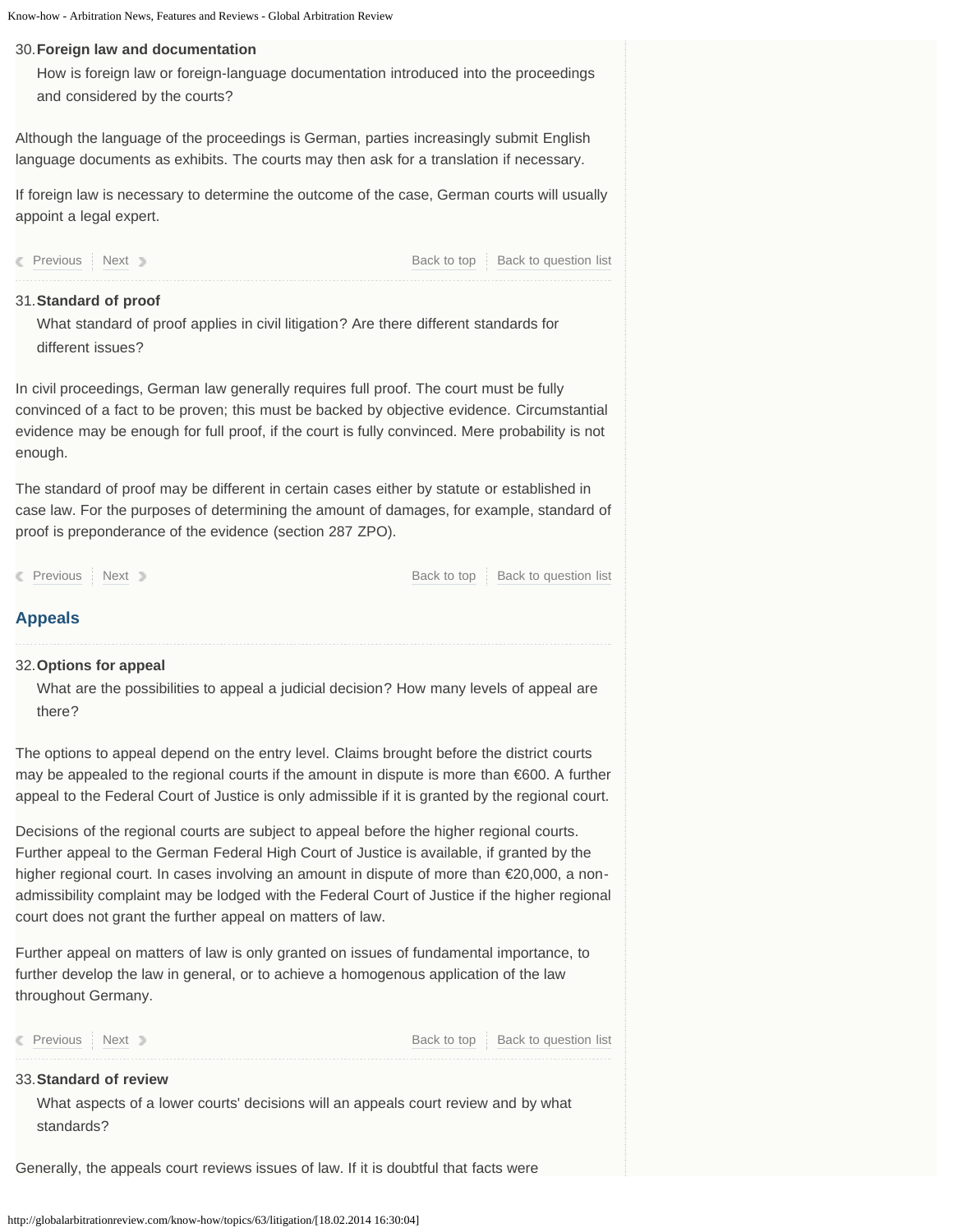### 30. Foreign law and documentation

How is foreign law or foreign-language documentation introduced into the proceedings and considered by the courts?

Although the language of the proceedings is German, parties increasingly submit English language documents as exhibits. The courts may then ask for a translation if necessary.

If foreign law is necessary to determine the outcome of the case, German courts will usually appoint a legal expert.

Previous | Next | Back to top | Back to question list

### 31. Standard of proof

What standard of proof applies in civil litigation? Are there different standards for different issues?

In civil proceedings, German law generally requires full proof. The court must be fully convinced of a fact to be proven; this must be backed by objective evidence. Circumstantial evidence may be enough for full proof, if the court is fully convinced. Mere probability is not enough.

The standard of proof may be different in certain cases either by statute or established in case law. For the purposes of determining the amount of damages, for example, standard of proof is preponderance of the evidence (section 287 ZPO).

Previous | Next | Back to top | Back to question list

## Appeals

### 32. Options for appeal

What are the possibilities to appeal a judicial decision? How many levels of appeal are there?

The options to appeal depend on the entry level. Claims brought before the district courts may be appealed to the regional courts if the amount in dispute is more than €600. A further appeal to the Federal Court of Justice is only admissible if it is granted by the regional court.

Decisions of the regional courts are subject to appeal before the higher regional courts. Further appeal to the German Federal High Court of Justice is available, if granted by the higher regional court. In cases involving an amount in dispute of more than €20,000, a non-admissibility complaint may be lodged with the Federal Court of Justice if the higher regional court does not grant the further appeal on matters of law.

Further appeal on matters of law is only granted on issues of fundamental importance, to further develop the law in general, or to achieve a homogenous application of the law throughout Germany.

Previous | Next | Back to top | Back to question list

### 33. Standard of review

What aspects of a lower courts' decisions will an appeals court review and by what standards?

Generally, the appeals court reviews issues of law. If it is doubtful that facts were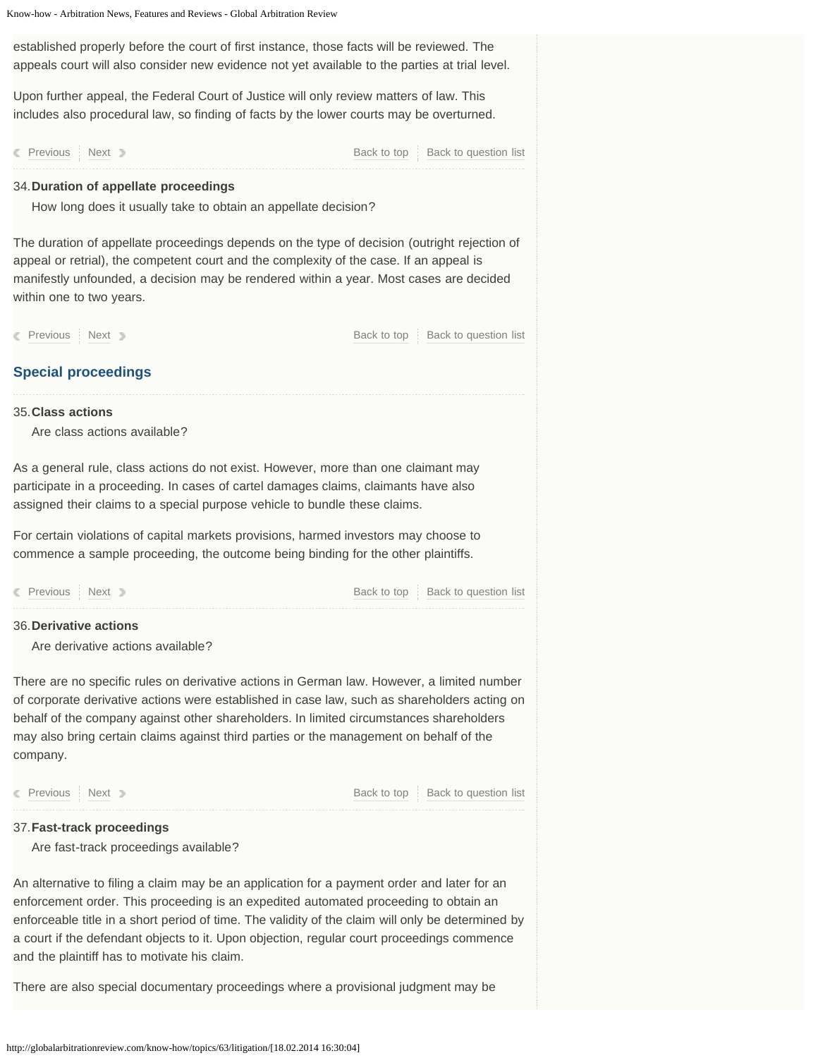established properly before the court of first instance, those facts will be reviewed. The appeals court will also consider new evidence not yet available to the parties at trial level.

Upon further appeal, the Federal Court of Justice will only review matters of law. This includes also procedural law, so finding of facts by the lower courts may be overturned.

### 34. Duration of appellate proceedings

How long does it usually take to obtain an appellate decision?

The duration of appellate proceedings depends on the type of decision (outright rejection of appeal or retrial), the competent court and the complexity of the case. If an appeal is manifestly unfounded, a decision may be rendered within a year. Most cases are decided within one to two years.

## Special proceedings

### 35. Class actions

Are class actions available?

As a general rule, class actions do not exist. However, more than one claimant may participate in a proceeding. In cases of cartel damages claims, claimants have also assigned their claims to a special purpose vehicle to bundle these claims.

For certain violations of capital markets provisions, harmed investors may choose to commence a sample proceeding, the outcome being binding for the other plaintiffs.

### 36. Derivative actions

Are derivative actions available?

There are no specific rules on derivative actions in German law. However, a limited number of corporate derivative actions were established in case law, such as shareholders acting on behalf of the company against other shareholders. In limited circumstances shareholders may also bring certain claims against third parties or the management on behalf of the company.

### 37. Fast-track proceedings

Are fast-track proceedings available?

An alternative to filing a claim may be an application for a payment order and later for an enforcement order. This proceeding is an expedited automated proceeding to obtain an enforceable title in a short period of time. The validity of the claim will only be determined by a court if the defendant objects to it. Upon objection, regular court proceedings commence and the plaintiff has to motivate his claim.

There are also special documentary proceedings where a provisional judgment may be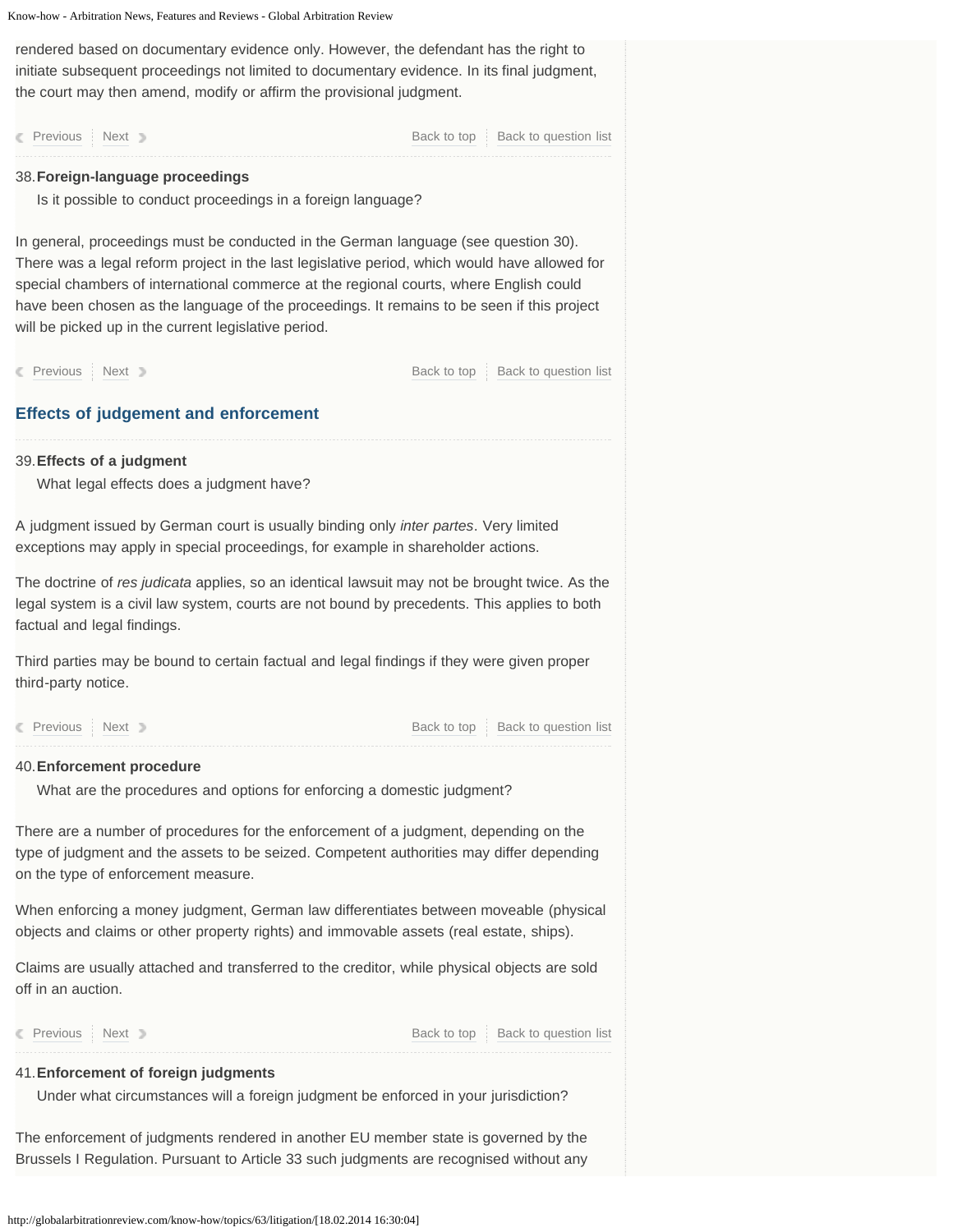rendered based on documentary evidence only. However, the defendant has the right to initiate subsequent proceedings not limited to documentary evidence. In its final judgment, the court may then amend, modify or affirm the provisional judgment.

### 38. Foreign-language proceedings

Is it possible to conduct proceedings in a foreign language?

In general, proceedings must be conducted in the German language (see question 30). There was a legal reform project in the last legislative period, which would have allowed for special chambers of international commerce at the regional courts, where English could have been chosen as the language of the proceedings. It remains to be seen if this project will be picked up in the current legislative period.

## Effects of judgement and enforcement

### 39. Effects of a judgment

What legal effects does a judgment have?

A judgment issued by German court is usually binding only *inter partes*. Very limited exceptions may apply in special proceedings, for example in shareholder actions.

The doctrine of *res judicata* applies, so an identical lawsuit may not be brought twice. As the legal system is a civil law system, courts are not bound by precedents. This applies to both factual and legal findings.

Third parties may be bound to certain factual and legal findings if they were given proper third-party notice.

### 40. Enforcement procedure

What are the procedures and options for enforcing a domestic judgment?

There are a number of procedures for the enforcement of a judgment, depending on the type of judgment and the assets to be seized. Competent authorities may differ depending on the type of enforcement measure.

When enforcing a money judgment, German law differentiates between moveable (physical objects and claims or other property rights) and immovable assets (real estate, ships).

Claims are usually attached and transferred to the creditor, while physical objects are sold off in an auction.

### 41. Enforcement of foreign judgments

Under what circumstances will a foreign judgment be enforced in your jurisdiction?

The enforcement of judgments rendered in another EU member state is governed by the Brussels I Regulation. Pursuant to Article 33 such judgments are recognised without any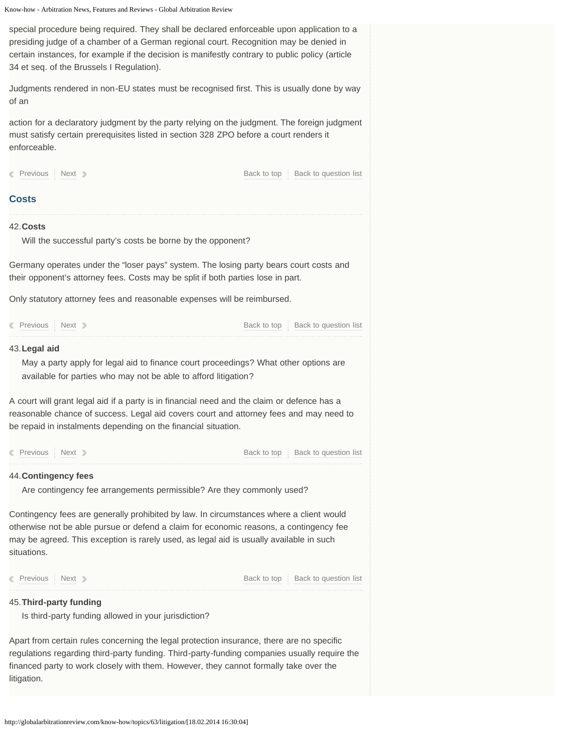special procedure being required. They shall be declared enforceable upon application to a presiding judge of a chamber of a German regional court. Recognition may be denied in certain instances, for example if the decision is manifestly contrary to public policy (article 34 et seq. of the Brussels I Regulation).

Judgments rendered in non-EU states must be recognised first. This is usually done by way of an

action for a declaratory judgment by the party relying on the judgment. The foreign judgment must satisfy certain prerequisites listed in section 328 ZPO before a court renders it enforceable.

Previous | Next | Back to top | Back to question list

## Costs

### 42. Costs

Will the successful party's costs be borne by the opponent?

Germany operates under the "loser pays" system. The losing party bears court costs and their opponent's attorney fees. Costs may be split if both parties lose in part.

Only statutory attorney fees and reasonable expenses will be reimbursed.

Previous | Next | Back to top | Back to question list

### 43. Legal aid

May a party apply for legal aid to finance court proceedings? What other options are available for parties who may not be able to afford litigation?

A court will grant legal aid if a party is in financial need and the claim or defence has a reasonable chance of success. Legal aid covers court and attorney fees and may need to be repaid in instalments depending on the financial situation.

Previous | Next | Back to top | Back to question list

### 44. Contingency fees

Are contingency fee arrangements permissible? Are they commonly used?

Contingency fees are generally prohibited by law. In circumstances where a client would otherwise not be able pursue or defend a claim for economic reasons, a contingency fee may be agreed. This exception is rarely used, as legal aid is usually available in such situations.

Previous | Next | Back to top | Back to question list

### 45. Third-party funding

Is third-party funding allowed in your jurisdiction?

Apart from certain rules concerning the legal protection insurance, there are no specific regulations regarding third-party funding. Third-party-funding companies usually require the financed party to work closely with them. However, they cannot formally take over the litigation.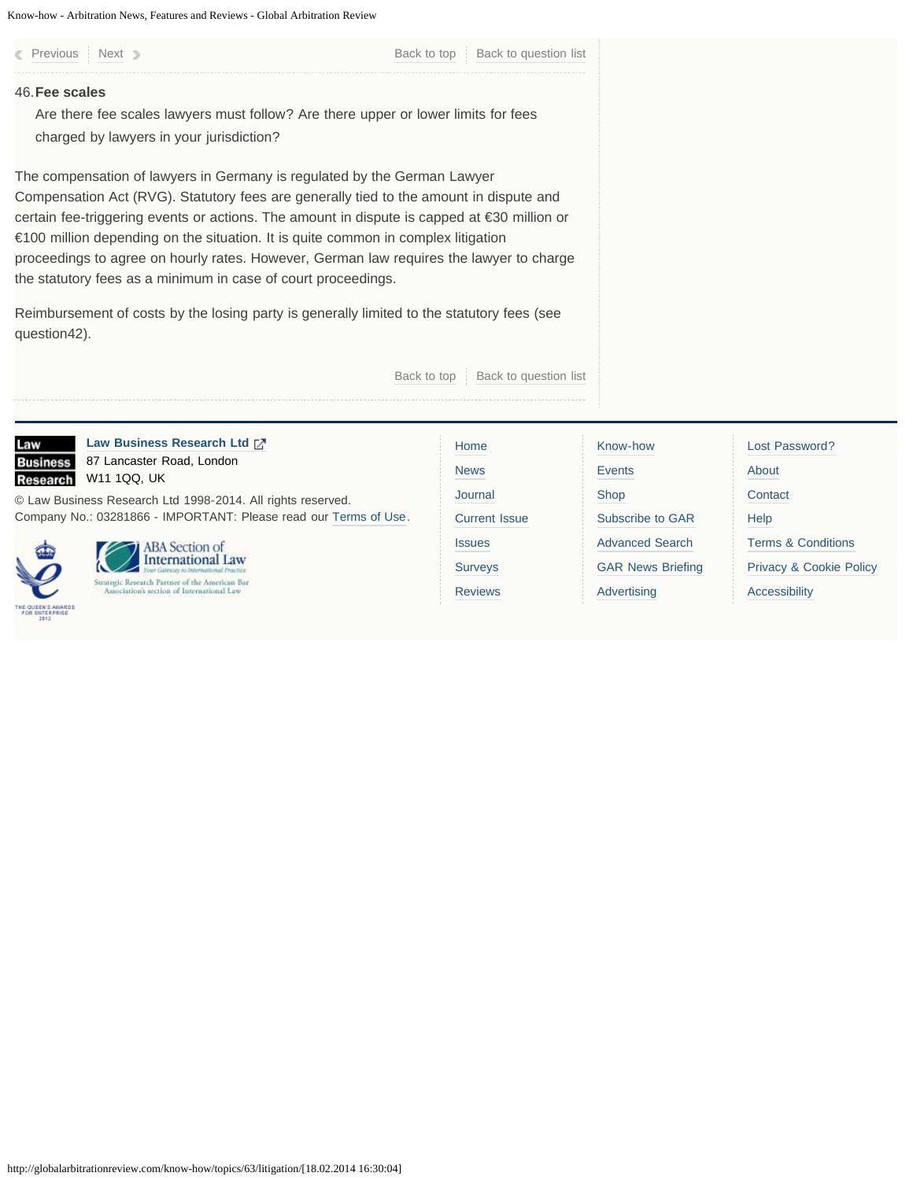## 46. Fee scales

Are there fee scales lawyers must follow? Are there upper or lower limits for fees charged by lawyers in your jurisdiction?

The compensation of lawyers in Germany is regulated by the German Lawyer Compensation Act (RVG). Statutory fees are generally tied to the amount in dispute and certain fee-triggering events or actions. The amount in dispute is capped at €30 million or €100 million depending on the situation. It is quite common in complex litigation proceedings to agree on hourly rates. However, German law requires the lawyer to charge the statutory fees as a minimum in case of court proceedings.

Reimbursement of costs by the losing party is generally limited to the statutory fees (see question42).